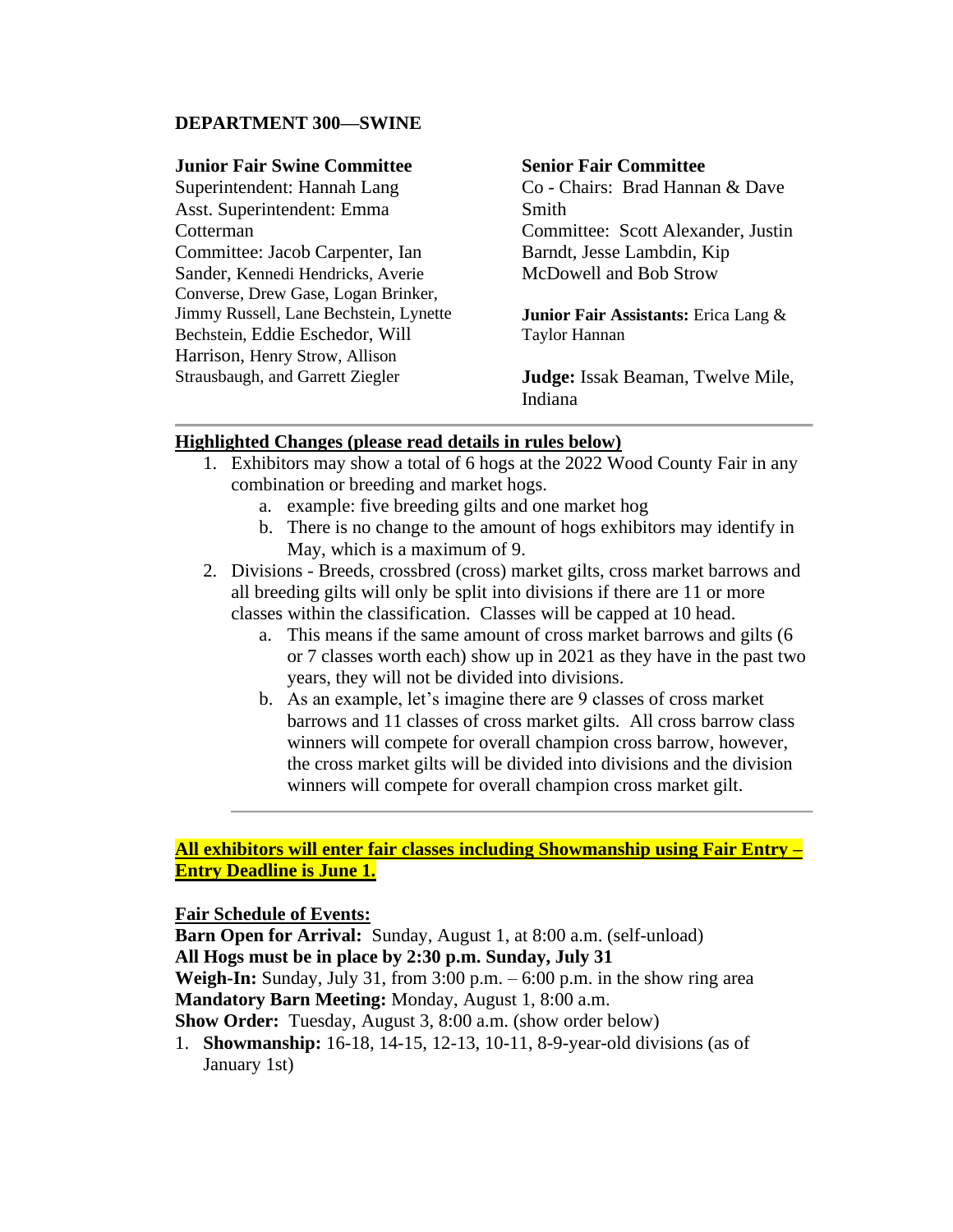**DEPARTMENT 300—SWINE**

**Junior Fair Swine Committee**
Superintendent: Hannah Lang
Asst. Superintendent: Emma Cotterman
Committee: Jacob Carpenter, Ian Sander, Kennedi Hendricks, Averie Converse, Drew Gase, Logan Brinker, Jimmy Russell, Lane Bechstein, Lynette Bechstein, Eddie Eschedor, Will Harrison, Henry Strow, Allison Strausbaugh, and Garrett Ziegler

**Senior Fair Committee**
Co - Chairs: Brad Hannan & Dave Smith
Committee: Scott Alexander, Justin Barndt, Jesse Lambdin, Kip McDowell and Bob Strow

**Junior Fair Assistants:** Erica Lang & Taylor Hannan

**Judge:** Issak Beaman, Twelve Mile, Indiana

---

**Highlighted Changes (please read details in rules below)**

1. Exhibitors may show a total of 6 hogs at the 2022 Wood County Fair in any combination or breeding and market hogs.
   a. example: five breeding gilts and one market hog
   b. There is no change to the amount of hogs exhibitors may identify in May, which is a maximum of 9.
2. Divisions - Breeds, crossbred (cross) market gilts, cross market barrows and all breeding gilts will only be split into divisions if there are 11 or more classes within the classification. Classes will be capped at 10 head.
   a. This means if the same amount of cross market barrows and gilts (6 or 7 classes worth each) show up in 2021 as they have in the past two years, they will not be divided into divisions.
   b. As an example, let's imagine there are 9 classes of cross market barrows and 11 classes of cross market gilts. All cross barrow class winners will compete for overall champion cross barrow, however, the cross market gilts will be divided into divisions and the division winners will compete for overall champion cross market gilt.

---

**All exhibitors will enter fair classes including Showmanship using Fair Entry – Entry Deadline is June 1.**

**Fair Schedule of Events:**
**Barn Open for Arrival:** Sunday, August 1, at 8:00 a.m. (self-unload)
**All Hogs must be in place by 2:30 p.m. Sunday, July 31**
**Weigh-In:** Sunday, July 31, from 3:00 p.m. – 6:00 p.m. in the show ring area
**Mandatory Barn Meeting:** Monday, August 1, 8:00 a.m.
**Show Order:** Tuesday, August 3, 8:00 a.m. (show order below)

1. **Showmanship:** 16-18, 14-15, 12-13, 10-11, 8-9-year-old divisions (as of January 1st)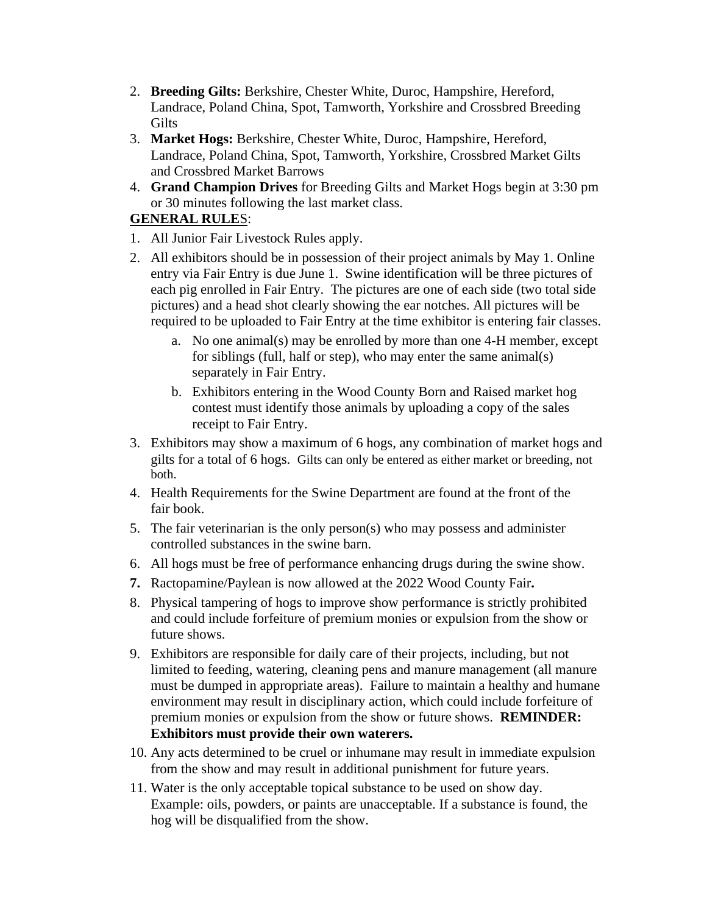2. **Breeding Gilts:** Berkshire, Chester White, Duroc, Hampshire, Hereford, Landrace, Poland China, Spot, Tamworth, Yorkshire and Crossbred Breeding Gilts
3. **Market Hogs:** Berkshire, Chester White, Duroc, Hampshire, Hereford, Landrace, Poland China, Spot, Tamworth, Yorkshire, Crossbred Market Gilts and Crossbred Market Barrows
4. **Grand Champion Drives** for Breeding Gilts and Market Hogs begin at 3:30 pm or 30 minutes following the last market class.

**GENERAL RULES**:

1. All Junior Fair Livestock Rules apply.
2. All exhibitors should be in possession of their project animals by May 1. Online entry via Fair Entry is due June 1. Swine identification will be three pictures of each pig enrolled in Fair Entry. The pictures are one of each side (two total side pictures) and a head shot clearly showing the ear notches. All pictures will be required to be uploaded to Fair Entry at the time exhibitor is entering fair classes.
   a. No one animal(s) may be enrolled by more than one 4-H member, except for siblings (full, half or step), who may enter the same animal(s) separately in Fair Entry.
   b. Exhibitors entering in the Wood County Born and Raised market hog contest must identify those animals by uploading a copy of the sales receipt to Fair Entry.
3. Exhibitors may show a maximum of 6 hogs, any combination of market hogs and gilts for a total of 6 hogs. Gilts can only be entered as either market or breeding, not both.
4. Health Requirements for the Swine Department are found at the front of the fair book.
5. The fair veterinarian is the only person(s) who may possess and administer controlled substances in the swine barn.
6. All hogs must be free of performance enhancing drugs during the swine show.
7. Ractopamine/Paylean is now allowed at the 2022 Wood County Fair**.**
8. Physical tampering of hogs to improve show performance is strictly prohibited and could include forfeiture of premium monies or expulsion from the show or future shows.
9. Exhibitors are responsible for daily care of their projects, including, but not limited to feeding, watering, cleaning pens and manure management (all manure must be dumped in appropriate areas). Failure to maintain a healthy and humane environment may result in disciplinary action, which could include forfeiture of premium monies or expulsion from the show or future shows. **REMINDER: Exhibitors must provide their own waterers.**
10. Any acts determined to be cruel or inhumane may result in immediate expulsion from the show and may result in additional punishment for future years.
11. Water is the only acceptable topical substance to be used on show day. Example: oils, powders, or paints are unacceptable. If a substance is found, the hog will be disqualified from the show.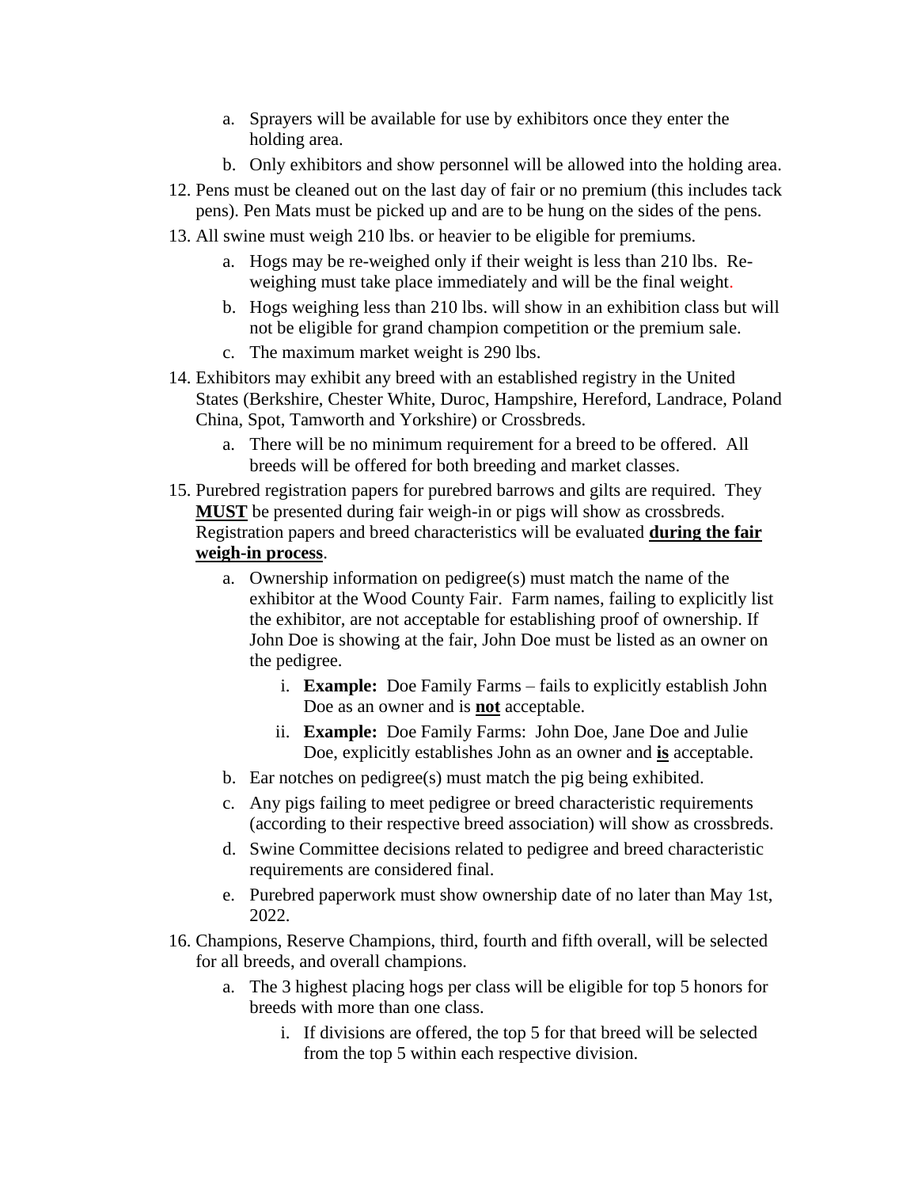a. Sprayers will be available for use by exhibitors once they enter the holding area.
   b. Only exhibitors and show personnel will be allowed into the holding area.

12. Pens must be cleaned out on the last day of fair or no premium (this includes tack pens). Pen Mats must be picked up and are to be hung on the sides of the pens.
13. All swine must weigh 210 lbs. or heavier to be eligible for premiums.
    a. Hogs may be re-weighed only if their weight is less than 210 lbs. Re-weighing must take place immediately and will be the final weight.
    b. Hogs weighing less than 210 lbs. will show in an exhibition class but will not be eligible for grand champion competition or the premium sale.
    c. The maximum market weight is 290 lbs.
14. Exhibitors may exhibit any breed with an established registry in the United States (Berkshire, Chester White, Duroc, Hampshire, Hereford, Landrace, Poland China, Spot, Tamworth and Yorkshire) or Crossbreds.
    a. There will be no minimum requirement for a breed to be offered. All breeds will be offered for both breeding and market classes.
15. Purebred registration papers for purebred barrows and gilts are required. They **MUST** be presented during fair weigh-in or pigs will show as crossbreds. Registration papers and breed characteristics will be evaluated **during the fair weigh-in process**.
    a. Ownership information on pedigree(s) must match the name of the exhibitor at the Wood County Fair. Farm names, failing to explicitly list the exhibitor, are not acceptable for establishing proof of ownership. If John Doe is showing at the fair, John Doe must be listed as an owner on the pedigree.
       i. **Example:** Doe Family Farms – fails to explicitly establish John Doe as an owner and is **not** acceptable.
       ii. **Example:** Doe Family Farms: John Doe, Jane Doe and Julie Doe, explicitly establishes John as an owner and **is** acceptable.
    b. Ear notches on pedigree(s) must match the pig being exhibited.
    c. Any pigs failing to meet pedigree or breed characteristic requirements (according to their respective breed association) will show as crossbreds.
    d. Swine Committee decisions related to pedigree and breed characteristic requirements are considered final.
    e. Purebred paperwork must show ownership date of no later than May 1st, 2022.
16. Champions, Reserve Champions, third, fourth and fifth overall, will be selected for all breeds, and overall champions.
    a. The 3 highest placing hogs per class will be eligible for top 5 honors for breeds with more than one class.
       i. If divisions are offered, the top 5 for that breed will be selected from the top 5 within each respective division.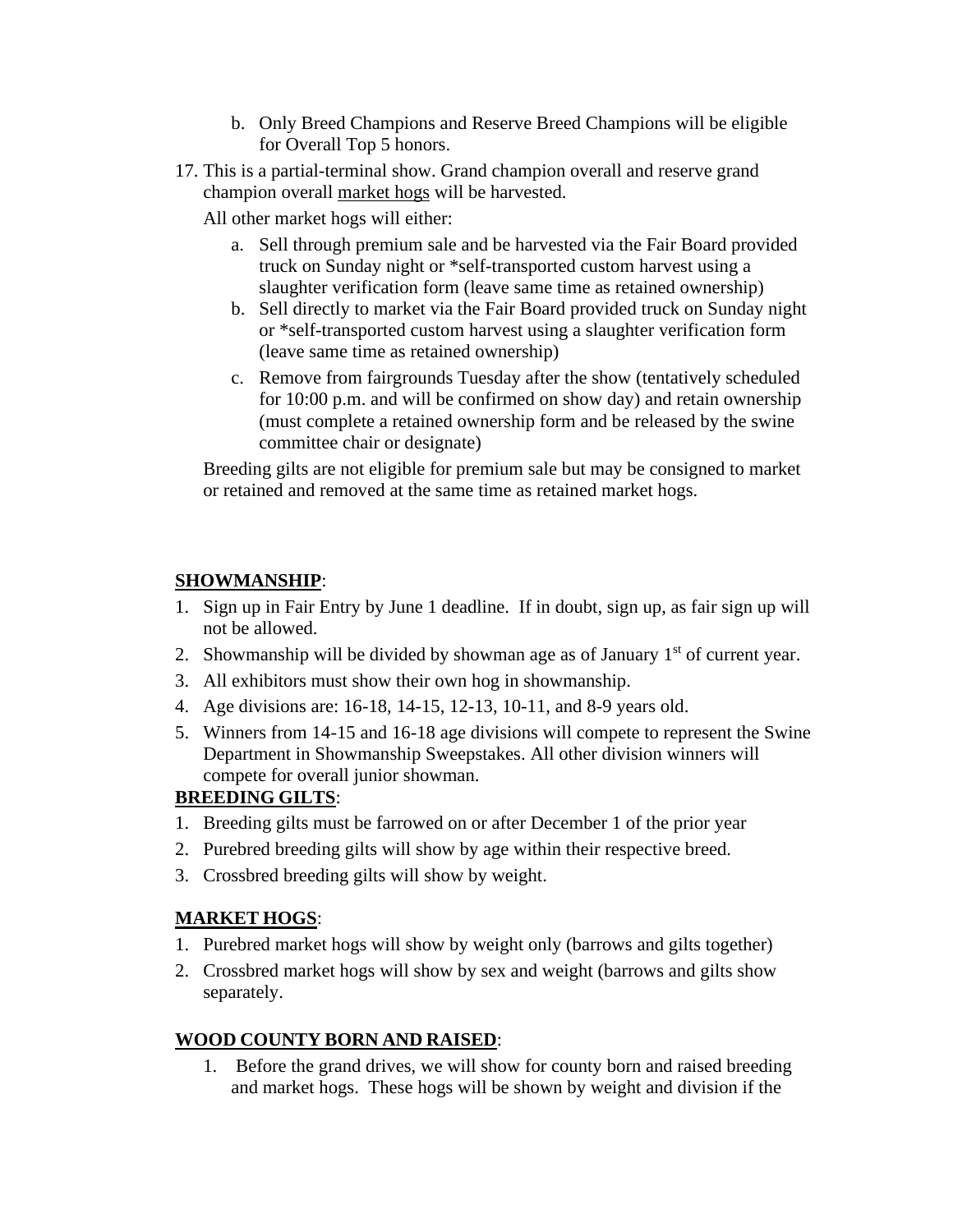b. Only Breed Champions and Reserve Breed Champions will be eligible for Overall Top 5 honors.

17. This is a partial-terminal show. Grand champion overall and reserve grand champion overall <u>market hogs</u> will be harvested.

    All other market hogs will either:

    a. Sell through premium sale and be harvested via the Fair Board provided truck on Sunday night or *self-transported custom harvest using a slaughter verification form (leave same time as retained ownership)
    b. Sell directly to market via the Fair Board provided truck on Sunday night or *self-transported custom harvest using a slaughter verification form (leave same time as retained ownership)
    c. Remove from fairgrounds Tuesday after the show (tentatively scheduled for 10:00 p.m. and will be confirmed on show day) and retain ownership (must complete a retained ownership form and be released by the swine committee chair or designate)

    Breeding gilts are not eligible for premium sale but may be consigned to market or retained and removed at the same time as retained market hogs.

**<u>SHOWMANSHIP</u>**:

1. Sign up in Fair Entry by June 1 deadline. If in doubt, sign up, as fair sign up will not be allowed.
2. Showmanship will be divided by showman age as of January 1st of current year.
3. All exhibitors must show their own hog in showmanship.
4. Age divisions are: 16-18, 14-15, 12-13, 10-11, and 8-9 years old.
5. Winners from 14-15 and 16-18 age divisions will compete to represent the Swine Department in Showmanship Sweepstakes. All other division winners will compete for overall junior showman.

**<u>BREEDING GILTS</u>**:

1. Breeding gilts must be farrowed on or after December 1 of the prior year
2. Purebred breeding gilts will show by age within their respective breed.
3. Crossbred breeding gilts will show by weight.

**<u>MARKET HOGS</u>**:

1. Purebred market hogs will show by weight only (barrows and gilts together)
2. Crossbred market hogs will show by sex and weight (barrows and gilts show separately.

**<u>WOOD COUNTY BORN AND RAISED</u>**:

1. Before the grand drives, we will show for county born and raised breeding and market hogs. These hogs will be shown by weight and division if the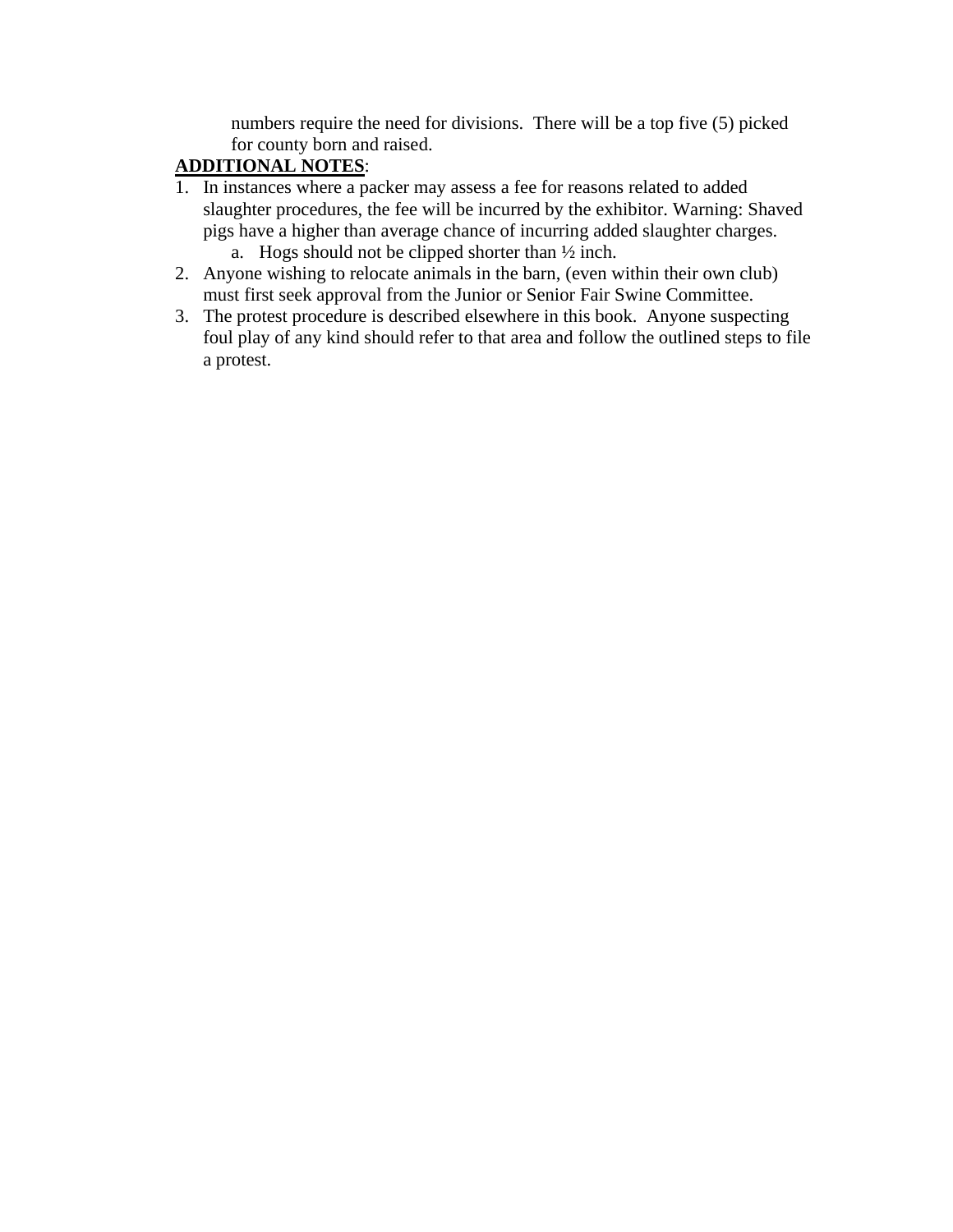numbers require the need for divisions.  There will be a top five (5) picked for county born and raised.

**ADDITIONAL NOTES**:

1. In instances where a packer may assess a fee for reasons related to added slaughter procedures, the fee will be incurred by the exhibitor. Warning: Shaved pigs have a higher than average chance of incurring added slaughter charges.
    a. Hogs should not be clipped shorter than ½ inch.
2. Anyone wishing to relocate animals in the barn, (even within their own club) must first seek approval from the Junior or Senior Fair Swine Committee.
3. The protest procedure is described elsewhere in this book.  Anyone suspecting foul play of any kind should refer to that area and follow the outlined steps to file a protest.